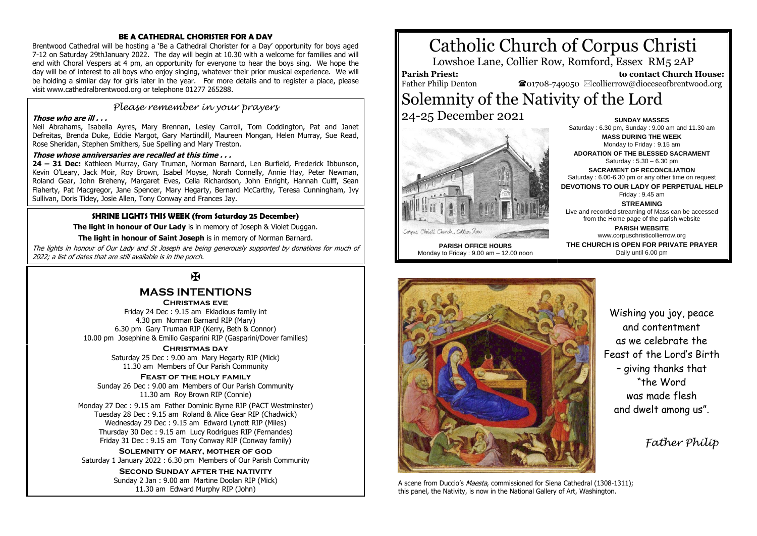# Catholic Church of Corpus Christi

Lowshoe Lane, Collier Row, Romford, Essex RM5 2AP

**Parish Priest:** Father Philip Denton

**to contact Church House:** ☎01708-749050 ✉collierrow@dioceseofbrentwood.org

# Solemnity of the Nativity of the Lord

24-25 December 2021

Corpus Christi Church, Collier Row

**PARISH OFFICE HOURS**
Monday to Friday : 9.00 am – 12.00 noon

**SUNDAY MASSES**
Saturday : 6.30 pm, Sunday : 9.00 am and 11.30 am

**MASS DURING THE WEEK**
Monday to Friday : 9.15 am

**ADORATION OF THE BLESSED SACRAMENT**
Saturday : 5.30 – 6.30 pm

**SACRAMENT OF RECONCILIATION**
Saturday : 6.00-6.30 pm or any other time on request

**DEVOTIONS TO OUR LADY OF PERPETUAL HELP**
Friday : 9.45 am

**STREAMING**
Live and recorded streaming of Mass can be accessed from the Home page of the parish website

**PARISH WEBSITE**
www.corpuschristicollierrow.org

**THE CHURCH IS OPEN FOR PRIVATE PRAYER**
Daily until 6.00 pm

Wishing you joy, peace and contentment as we celebrate the Feast of the Lord's Birth – giving thanks that "the Word was made flesh and dwelt among us".

*Father Philip*

A scene from Duccio's *Maesta*, commissioned for Siena Cathedral (1308-1311); this panel, the Nativity, is now in the National Gallery of Art, Washington.

## BE A CATHEDRAL CHORISTER FOR A DAY

Brentwood Cathedral will be hosting a 'Be a Cathedral Chorister for a Day' opportunity for boys aged 7-12 on Saturday 29thJanuary 2022. The day will begin at 10.30 with a welcome for families and will end with Choral Vespers at 4 pm, an opportunity for everyone to hear the boys sing. We hope the day will be of interest to all boys who enjoy singing, whatever their prior musical experience. We will be holding a similar day for girls later in the year. For more details and to register a place, please visit www.cathedralbrentwood.org or telephone 01277 265288.

## *Please remember in your prayers*

***Those who are ill . . .***

Neil Abrahams, Isabella Ayres, Mary Brennan, Lesley Carroll, Tom Coddington, Pat and Janet Defreitas, Brenda Duke, Eddie Margot, Gary Martindill, Maureen Mongan, Helen Murray, Sue Read, Rose Sheridan, Stephen Smithers, Sue Spelling and Mary Treston.

***Those whose anniversaries are recalled at this time . . .***

**24 – 31 Dec:** Kathleen Murray, Gary Truman, Norman Barnard, Len Burfield, Frederick Ibbunson, Kevin O'Leary, Jack Moir, Roy Brown, Isabel Moyse, Norah Connelly, Annie Hay, Peter Newman, Roland Gear, John Breheny, Margaret Eves, Celia Richardson, John Enright, Hannah Culff, Sean Flaherty, Pat Macgregor, Jane Spencer, Mary Hegarty, Bernard McCarthy, Teresa Cunningham, Ivy Sullivan, Doris Tidey, Josie Allen, Tony Conway and Frances Jay.

## SHRINE LIGHTS THIS WEEK (from Saturday 25 December)

**The light in honour of Our Lady** is in memory of Joseph & Violet Duggan.

**The light in honour of Saint Joseph** is in memory of Norman Barnard.

*The lights in honour of Our Lady and St Joseph are being generously supported by donations for much of 2022; a list of dates that are still available is in the porch.*

✠

## MASS INTENTIONS

**Christmas eve**

Friday 24 Dec : 9.15 am Ekladious family int
4.30 pm Norman Barnard RIP (Mary)
6.30 pm Gary Truman RIP (Kerry, Beth & Connor)
10.00 pm Josephine & Emilio Gasparini RIP (Gasparini/Dover families)

**Christmas day**

Saturday 25 Dec : 9.00 am Mary Hegarty RIP (Mick)
11.30 am Members of Our Parish Community

**Feast of the holy family**

Sunday 26 Dec : 9.00 am Members of Our Parish Community
11.30 am Roy Brown RIP (Connie)

Monday 27 Dec : 9.15 am Father Dominic Byrne RIP (PACT Westminster)
Tuesday 28 Dec : 9.15 am Roland & Alice Gear RIP (Chadwick)
Wednesday 29 Dec : 9.15 am Edward Lynott RIP (Miles)
Thursday 30 Dec : 9.15 am Lucy Rodrigues RIP (Fernandes)
Friday 31 Dec : 9.15 am Tony Conway RIP (Conway family)

**Solemnity of mary, mother of god**

Saturday 1 January 2022 : 6.30 pm Members of Our Parish Community

**Second Sunday after the nativity**

Sunday 2 Jan : 9.00 am Martine Doolan RIP (Mick)
11.30 am Edward Murphy RIP (John)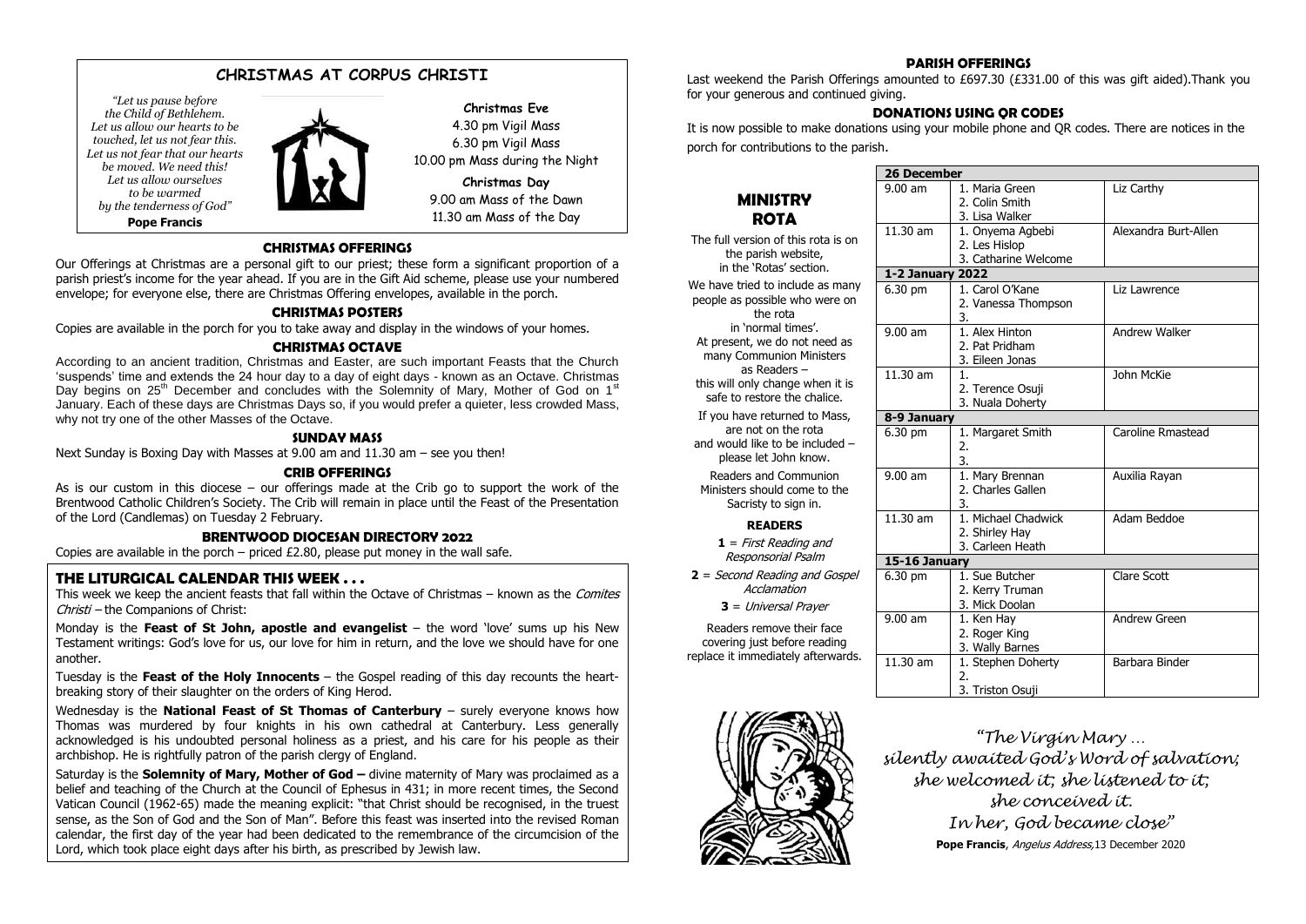# CHRISTMAS AT CORPUS CHRISTI

*"Let us pause before the Child of Bethlehem. Let us allow our hearts to be touched, let us not fear this. Let us not fear that our hearts be moved. We need this! Let us allow ourselves to be warmed by the tenderness of God"*

**Pope Francis**

**Christmas Eve**
4.30 pm Vigil Mass
6.30 pm Vigil Mass
10.00 pm Mass during the Night

**Christmas Day**
9.00 am Mass of the Dawn
11.30 am Mass of the Day

### CHRISTMAS OFFERINGS

Our Offerings at Christmas are a personal gift to our priest; these form a significant proportion of a parish priest's income for the year ahead. If you are in the Gift Aid scheme, please use your numbered envelope; for everyone else, there are Christmas Offering envelopes, available in the porch.

### CHRISTMAS POSTERS

Copies are available in the porch for you to take away and display in the windows of your homes.

### CHRISTMAS OCTAVE

According to an ancient tradition, Christmas and Easter, are such important Feasts that the Church 'suspends' time and extends the 24 hour day to a day of eight days - known as an Octave. Christmas Day begins on 25th December and concludes with the Solemnity of Mary, Mother of God on 1st January. Each of these days are Christmas Days so, if you would prefer a quieter, less crowded Mass, why not try one of the other Masses of the Octave.

### SUNDAY MASS

Next Sunday is Boxing Day with Masses at 9.00 am and 11.30 am – see you then!

### CRIB OFFERINGS

As is our custom in this diocese – our offerings made at the Crib go to support the work of the Brentwood Catholic Children's Society. The Crib will remain in place until the Feast of the Presentation of the Lord (Candlemas) on Tuesday 2 February.

### BRENTWOOD DIOCESAN DIRECTORY 2022

Copies are available in the porch – priced £2.80, please put money in the wall safe.

## THE LITURGICAL CALENDAR THIS WEEK . . .

This week we keep the ancient feasts that fall within the Octave of Christmas – known as the *Comites Christi* – the Companions of Christ:

Monday is the **Feast of St John, apostle and evangelist** – the word 'love' sums up his New Testament writings: God's love for us, our love for him in return, and the love we should have for one another.

Tuesday is the **Feast of the Holy Innocents** – the Gospel reading of this day recounts the heart-breaking story of their slaughter on the orders of King Herod.

Wednesday is the **National Feast of St Thomas of Canterbury** – surely everyone knows how Thomas was murdered by four knights in his own cathedral at Canterbury. Less generally acknowledged is his undoubted personal holiness as a priest, and his care for his people as their archbishop. He is rightfully patron of the parish clergy of England.

Saturday is the **Solemnity of Mary, Mother of God –** divine maternity of Mary was proclaimed as a belief and teaching of the Church at the Council of Ephesus in 431; in more recent times, the Second Vatican Council (1962-65) made the meaning explicit: "that Christ should be recognised, in the truest sense, as the Son of God and the Son of Man". Before this feast was inserted into the revised Roman calendar, the first day of the year had been dedicated to the remembrance of the circumcision of the Lord, which took place eight days after his birth, as prescribed by Jewish law.

### PARISH OFFERINGS

Last weekend the Parish Offerings amounted to £697.30 (£331.00 of this was gift aided).Thank you for your generous and continued giving.

### DONATIONS USING QR CODES

It is now possible to make donations using your mobile phone and QR codes. There are notices in the porch for contributions to the parish.

## MINISTRY ROTA

The full version of this rota is on the parish website, in the 'Rotas' section.

We have tried to include as many people as possible who were on the rota in 'normal times'. At present, we do not need as many Communion Ministers as Readers – this will only change when it is safe to restore the chalice.

If you have returned to Mass, are not on the rota and would like to be included – please let John know.

Readers and Communion Ministers should come to the Sacristy to sign in.

### READERS

**1** = *First Reading and Responsorial Psalm*

**2** = *Second Reading and Gospel Acclamation*

**3** = *Universal Prayer*

Readers remove their face covering just before reading replace it immediately afterwards.

| | | |
|---|---|---|
| **26 December** | | |
| 9.00 am | 1. Maria Green<br>2. Colin Smith<br>3. Lisa Walker | Liz Carthy |
| 11.30 am | 1. Onyema Agbebi<br>2. Les Hislop<br>3. Catharine Welcome | Alexandra Burt-Allen |
| **1-2 January 2022** | | |
| 6.30 pm | 1. Carol O'Kane<br>2. Vanessa Thompson<br>3. | Liz Lawrence |
| 9.00 am | 1. Alex Hinton<br>2. Pat Pridham<br>3. Eileen Jonas | Andrew Walker |
| 11.30 am | 1.<br>2. Terence Osuji<br>3. Nuala Doherty | John McKie |
| **8-9 January** | | |
| 6.30 pm | 1. Margaret Smith<br>2.<br>3. | Caroline Rmastead |
| 9.00 am | 1. Mary Brennan<br>2. Charles Gallen<br>3. | Auxilia Rayan |
| 11.30 am | 1. Michael Chadwick<br>2. Shirley Hay<br>3. Carleen Heath | Adam Beddoe |
| **15-16 January** | | |
| 6.30 pm | 1. Sue Butcher<br>2. Kerry Truman<br>3. Mick Doolan | Clare Scott |
| 9.00 am | 1. Ken Hay<br>2. Roger King<br>3. Wally Barnes | Andrew Green |
| 11.30 am | 1. Stephen Doherty<br>2.<br>3. Triston Osuji | Barbara Binder |

*"The Virgin Mary … silently awaited God's Word of salvation; she welcomed it; she listened to it; she conceived it. In her, God became close"*

**Pope Francis**, *Angelus Address,*13 December 2020